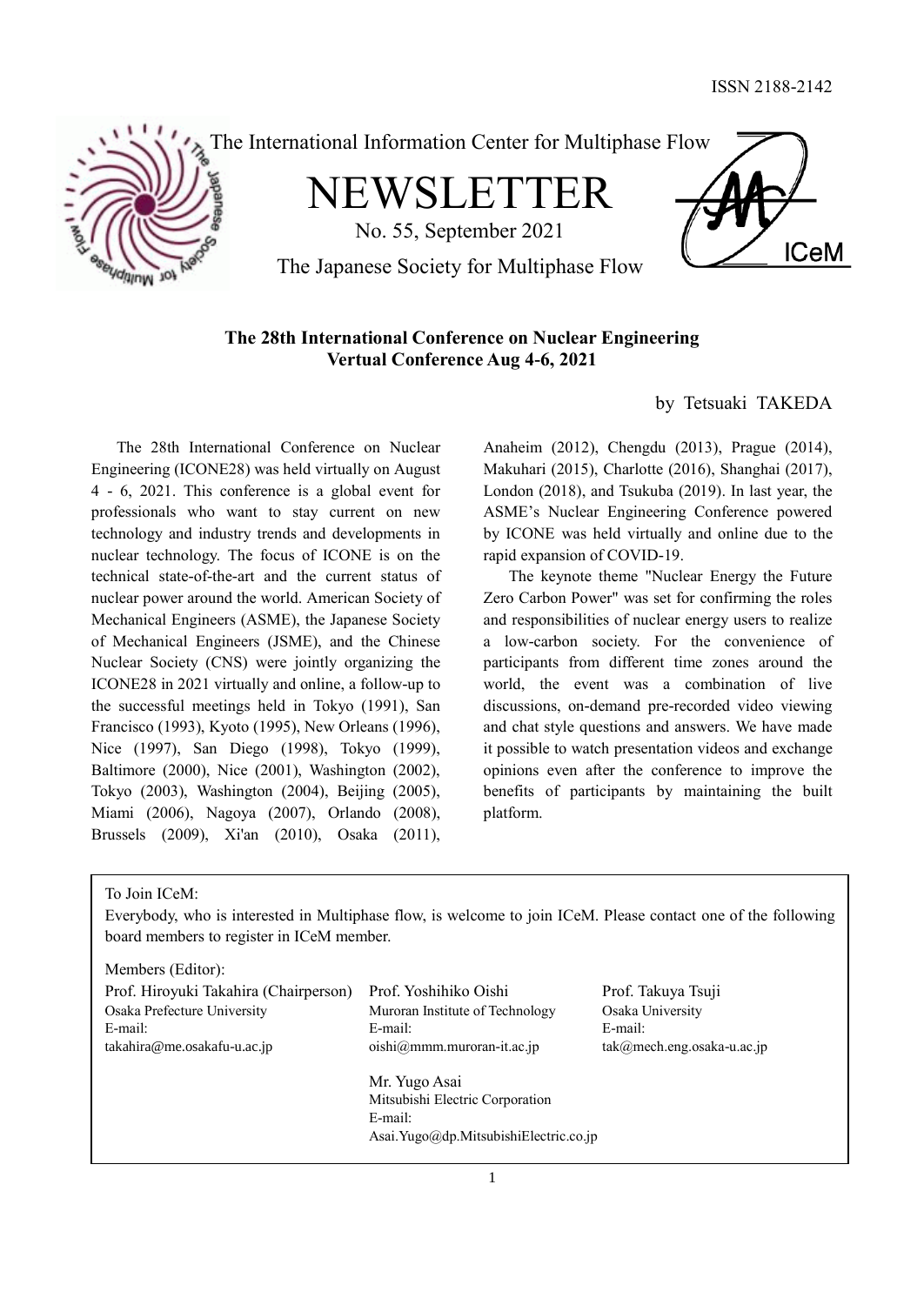ISSN 2188-2142

The International Information Center for Multiphase Flow

# NEWSLETTER

No. 55, September 2021

The Japanese Society for Multiphase Flow

## The 28th International Conference on Nuclear Engineering
## Vertual Conference Aug 4-6, 2021

by Tetsuaki TAKEDA

The 28th International Conference on Nuclear Engineering (ICONE28) was held virtually on August 4 - 6, 2021. This conference is a global event for professionals who want to stay current on new technology and industry trends and developments in nuclear technology. The focus of ICONE is on the technical state-of-the-art and the current status of nuclear power around the world. American Society of Mechanical Engineers (ASME), the Japanese Society of Mechanical Engineers (JSME), and the Chinese Nuclear Society (CNS) were jointly organizing the ICONE28 in 2021 virtually and online, a follow-up to the successful meetings held in Tokyo (1991), San Francisco (1993), Kyoto (1995), New Orleans (1996), Nice (1997), San Diego (1998), Tokyo (1999), Baltimore (2000), Nice (2001), Washington (2002), Tokyo (2003), Washington (2004), Beijing (2005), Miami (2006), Nagoya (2007), Orlando (2008), Brussels (2009), Xi'an (2010), Osaka (2011), Anaheim (2012), Chengdu (2013), Prague (2014), Makuhari (2015), Charlotte (2016), Shanghai (2017), London (2018), and Tsukuba (2019). In last year, the ASME's Nuclear Engineering Conference powered by ICONE was held virtually and online due to the rapid expansion of COVID-19.

The keynote theme "Nuclear Energy the Future Zero Carbon Power" was set for confirming the roles and responsibilities of nuclear energy users to realize a low-carbon society. For the convenience of participants from different time zones around the world, the event was a combination of live discussions, on-demand pre-recorded video viewing and chat style questions and answers. We have made it possible to watch presentation videos and exchange opinions even after the conference to improve the benefits of participants by maintaining the built platform.

---

To Join ICeM:

Everybody, who is interested in Multiphase flow, is welcome to join ICeM. Please contact one of the following board members to register in ICeM member.

Members (Editor):

Prof. Hiroyuki Takahira (Chairperson)
Osaka Prefecture University
E-mail:
takahira@me.osakafu-u.ac.jp

Prof. Yoshihiko Oishi
Muroran Institute of Technology
E-mail:
oishi@mmm.muroran-it.ac.jp

Prof. Takuya Tsuji
Osaka University
E-mail:
tak@mech.eng.osaka-u.ac.jp

Mr. Yugo Asai
Mitsubishi Electric Corporation
E-mail:
Asai.Yugo@dp.MitsubishiElectric.co.jp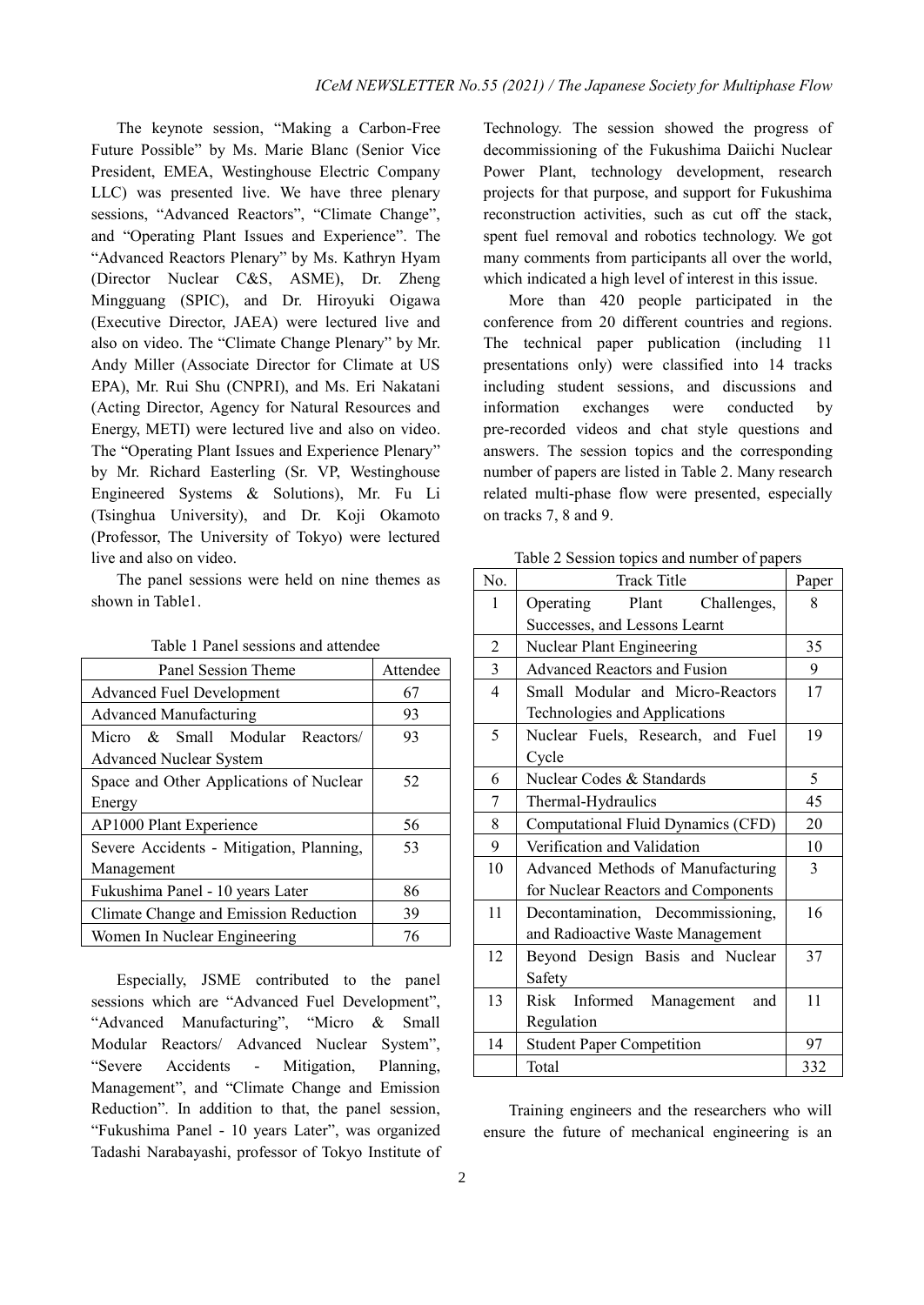The keynote session, "Making a Carbon-Free Future Possible" by Ms. Marie Blanc (Senior Vice President, EMEA, Westinghouse Electric Company LLC) was presented live. We have three plenary sessions, "Advanced Reactors", "Climate Change", and "Operating Plant Issues and Experience". The "Advanced Reactors Plenary" by Ms. Kathryn Hyam (Director Nuclear C&S, ASME), Dr. Zheng Mingguang (SPIC), and Dr. Hiroyuki Oigawa (Executive Director, JAEA) were lectured live and also on video. The "Climate Change Plenary" by Mr. Andy Miller (Associate Director for Climate at US EPA), Mr. Rui Shu (CNPRI), and Ms. Eri Nakatani (Acting Director, Agency for Natural Resources and Energy, METI) were lectured live and also on video. The "Operating Plant Issues and Experience Plenary" by Mr. Richard Easterling (Sr. VP, Westinghouse Engineered Systems & Solutions), Mr. Fu Li (Tsinghua University), and Dr. Koji Okamoto (Professor, The University of Tokyo) were lectured live and also on video.

The panel sessions were held on nine themes as shown in Table1.

Table 1 Panel sessions and attendee

| Panel Session Theme | Attendee |
|---|---|
| Advanced Fuel Development | 67 |
| Advanced Manufacturing | 93 |
| Micro & Small Modular Reactors/ Advanced Nuclear System | 93 |
| Space and Other Applications of Nuclear Energy | 52 |
| AP1000 Plant Experience | 56 |
| Severe Accidents - Mitigation, Planning, Management | 53 |
| Fukushima Panel - 10 years Later | 86 |
| Climate Change and Emission Reduction | 39 |
| Women In Nuclear Engineering | 76 |

Especially, JSME contributed to the panel sessions which are "Advanced Fuel Development", "Advanced Manufacturing", "Micro & Small Modular Reactors/ Advanced Nuclear System", "Severe Accidents - Mitigation, Planning, Management", and "Climate Change and Emission Reduction". In addition to that, the panel session, "Fukushima Panel - 10 years Later", was organized Tadashi Narabayashi, professor of Tokyo Institute of Technology. The session showed the progress of decommissioning of the Fukushima Daiichi Nuclear Power Plant, technology development, research projects for that purpose, and support for Fukushima reconstruction activities, such as cut off the stack, spent fuel removal and robotics technology. We got many comments from participants all over the world, which indicated a high level of interest in this issue.

More than 420 people participated in the conference from 20 different countries and regions. The technical paper publication (including 11 presentations only) were classified into 14 tracks including student sessions, and discussions and information exchanges were conducted by pre-recorded videos and chat style questions and answers. The session topics and the corresponding number of papers are listed in Table 2. Many research related multi-phase flow were presented, especially on tracks 7, 8 and 9.

Table 2 Session topics and number of papers

| No. | Track Title | Paper |
|---|---|---|
| 1 | Operating Plant Challenges, Successes, and Lessons Learnt | 8 |
| 2 | Nuclear Plant Engineering | 35 |
| 3 | Advanced Reactors and Fusion | 9 |
| 4 | Small Modular and Micro-Reactors Technologies and Applications | 17 |
| 5 | Nuclear Fuels, Research, and Fuel Cycle | 19 |
| 6 | Nuclear Codes & Standards | 5 |
| 7 | Thermal-Hydraulics | 45 |
| 8 | Computational Fluid Dynamics (CFD) | 20 |
| 9 | Verification and Validation | 10 |
| 10 | Advanced Methods of Manufacturing for Nuclear Reactors and Components | 3 |
| 11 | Decontamination, Decommissioning, and Radioactive Waste Management | 16 |
| 12 | Beyond Design Basis and Nuclear Safety | 37 |
| 13 | Risk Informed Management and Regulation | 11 |
| 14 | Student Paper Competition | 97 |
| | Total | 332 |

Training engineers and the researchers who will ensure the future of mechanical engineering is an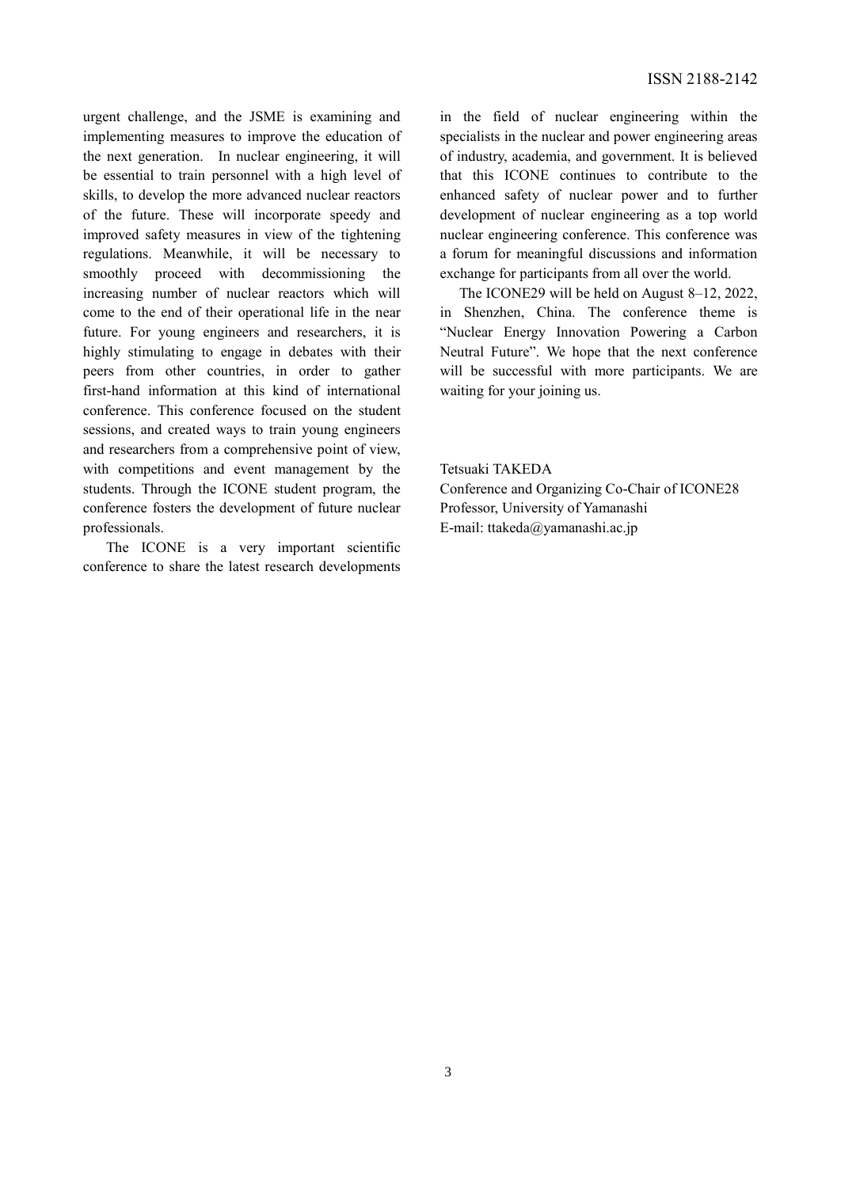urgent challenge, and the JSME is examining and implementing measures to improve the education of the next generation. In nuclear engineering, it will be essential to train personnel with a high level of skills, to develop the more advanced nuclear reactors of the future. These will incorporate speedy and improved safety measures in view of the tightening regulations. Meanwhile, it will be necessary to smoothly proceed with decommissioning the increasing number of nuclear reactors which will come to the end of their operational life in the near future. For young engineers and researchers, it is highly stimulating to engage in debates with their peers from other countries, in order to gather first-hand information at this kind of international conference. This conference focused on the student sessions, and created ways to train young engineers and researchers from a comprehensive point of view, with competitions and event management by the students. Through the ICONE student program, the conference fosters the development of future nuclear professionals.

The ICONE is a very important scientific conference to share the latest research developments in the field of nuclear engineering within the specialists in the nuclear and power engineering areas of industry, academia, and government. It is believed that this ICONE continues to contribute to the enhanced safety of nuclear power and to further development of nuclear engineering as a top world nuclear engineering conference. This conference was a forum for meaningful discussions and information exchange for participants from all over the world.

The ICONE29 will be held on August 8–12, 2022, in Shenzhen, China. The conference theme is "Nuclear Energy Innovation Powering a Carbon Neutral Future". We hope that the next conference will be successful with more participants. We are waiting for your joining us.

Tetsuaki TAKEDA  
Conference and Organizing Co-Chair of ICONE28  
Professor, University of Yamanashi  
E-mail: ttakeda@yamanashi.ac.jp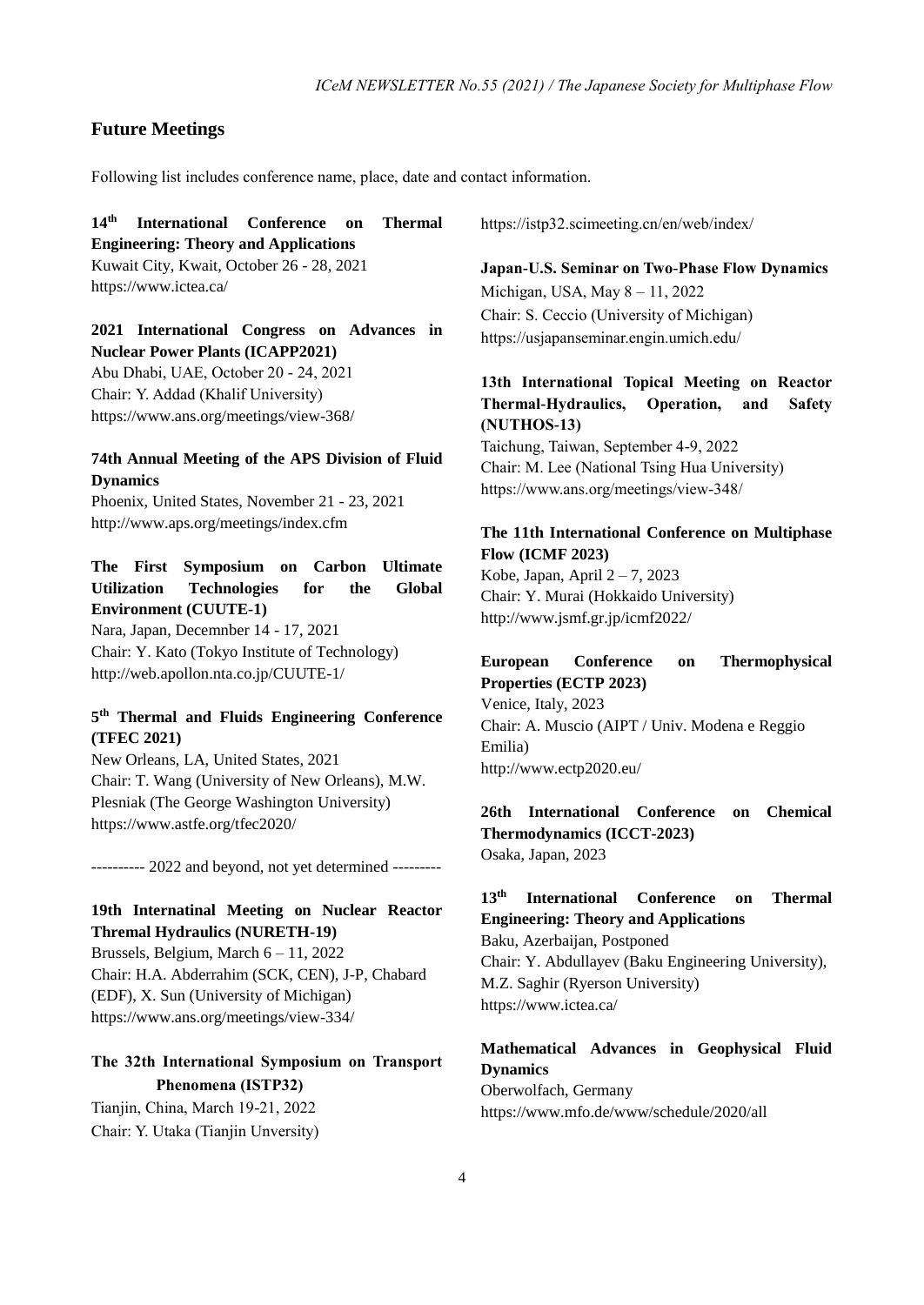## Future Meetings

Following list includes conference name, place, date and contact information.

**14th International Conference on Thermal Engineering: Theory and Applications**
Kuwait City, Kwait, October 26 - 28, 2021
https://www.ictea.ca/

**2021 International Congress on Advances in Nuclear Power Plants (ICAPP2021)**
Abu Dhabi, UAE, October 20 - 24, 2021
Chair: Y. Addad (Khalif University)
https://www.ans.org/meetings/view-368/

**74th Annual Meeting of the APS Division of Fluid Dynamics**
Phoenix, United States, November 21 - 23, 2021
http://www.aps.org/meetings/index.cfm

**The First Symposium on Carbon Ultimate Utilization Technologies for the Global Environment (CUUTE-1)**
Nara, Japan, Decemnber 14 - 17, 2021
Chair: Y. Kato (Tokyo Institute of Technology)
http://web.apollon.nta.co.jp/CUUTE-1/

**5th Thermal and Fluids Engineering Conference (TFEC 2021)**
New Orleans, LA, United States, 2021
Chair: T. Wang (University of New Orleans), M.W. Plesniak (The George Washington University)
https://www.astfe.org/tfec2020/

---------- 2022 and beyond, not yet determined ---------

**19th Internatinal Meeting on Nuclear Reactor Thremal Hydraulics (NURETH-19)**
Brussels, Belgium, March 6 – 11, 2022
Chair: H.A. Abderrahim (SCK, CEN), J-P, Chabard (EDF), X. Sun (University of Michigan)
https://www.ans.org/meetings/view-334/

**The 32th International Symposium on Transport Phenomena (ISTP32)**
Tianjin, China, March 19-21, 2022
Chair: Y. Utaka (Tianjin Unversity)
https://istp32.scimeeting.cn/en/web/index/

**Japan-U.S. Seminar on Two-Phase Flow Dynamics**
Michigan, USA, May 8 – 11, 2022
Chair: S. Ceccio (University of Michigan)
https://usjapanseminar.engin.umich.edu/

**13th International Topical Meeting on Reactor Thermal-Hydraulics, Operation, and Safety (NUTHOS-13)**
Taichung, Taiwan, September 4-9, 2022
Chair: M. Lee (National Tsing Hua University)
https://www.ans.org/meetings/view-348/

**The 11th International Conference on Multiphase Flow (ICMF 2023)**
Kobe, Japan, April 2 – 7, 2023
Chair: Y. Murai (Hokkaido University)
http://www.jsmf.gr.jp/icmf2022/

**European Conference on Thermophysical Properties (ECTP 2023)**
Venice, Italy, 2023
Chair: A. Muscio (AIPT / Univ. Modena e Reggio Emilia)
http://www.ectp2020.eu/

**26th International Conference on Chemical Thermodynamics (ICCT-2023)**
Osaka, Japan, 2023

**13th International Conference on Thermal Engineering: Theory and Applications**
Baku, Azerbaijan, Postponed
Chair: Y. Abdullayev (Baku Engineering University), M.Z. Saghir (Ryerson University)
https://www.ictea.ca/

**Mathematical Advances in Geophysical Fluid Dynamics**
Oberwolfach, Germany
https://www.mfo.de/www/schedule/2020/all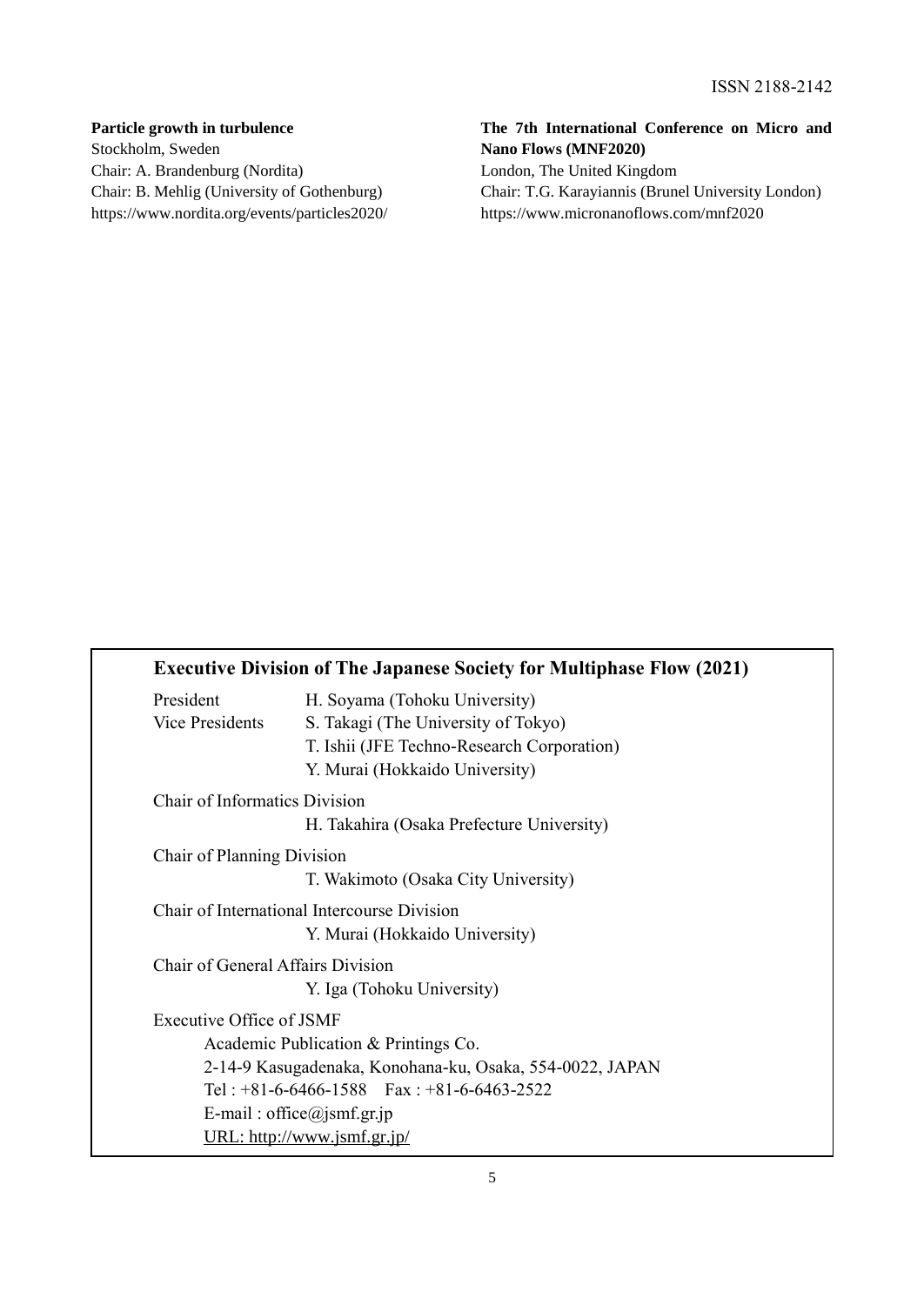ISSN 2188-2142

**Particle growth in turbulence**
Stockholm, Sweden
Chair: A. Brandenburg (Nordita)
Chair: B. Mehlig (University of Gothenburg)
https://www.nordita.org/events/particles2020/

**The 7th International Conference on Micro and Nano Flows (MNF2020)**
London, The United Kingdom
Chair: T.G. Karayiannis (Brunel University London)
https://www.micronanoflows.com/mnf2020

### Executive Division of The Japanese Society for Multiphase Flow (2021)

President — H. Soyama (Tohoku University)

Vice Presidents — S. Takagi (The University of Tokyo)
T. Ishii (JFE Techno-Research Corporation)
Y. Murai (Hokkaido University)

Chair of Informatics Division
H. Takahira (Osaka Prefecture University)

Chair of Planning Division
T. Wakimoto (Osaka City University)

Chair of International Intercourse Division
Y. Murai (Hokkaido University)

Chair of General Affairs Division
Y. Iga (Tohoku University)

Executive Office of JSMF
Academic Publication & Printings Co.
2-14-9 Kasugadenaka, Konohana-ku, Osaka, 554-0022, JAPAN
Tel : +81-6-6466-1588　Fax : +81-6-6463-2522
E-mail : office@jsmf.gr.jp
URL: http://www.jsmf.gr.jp/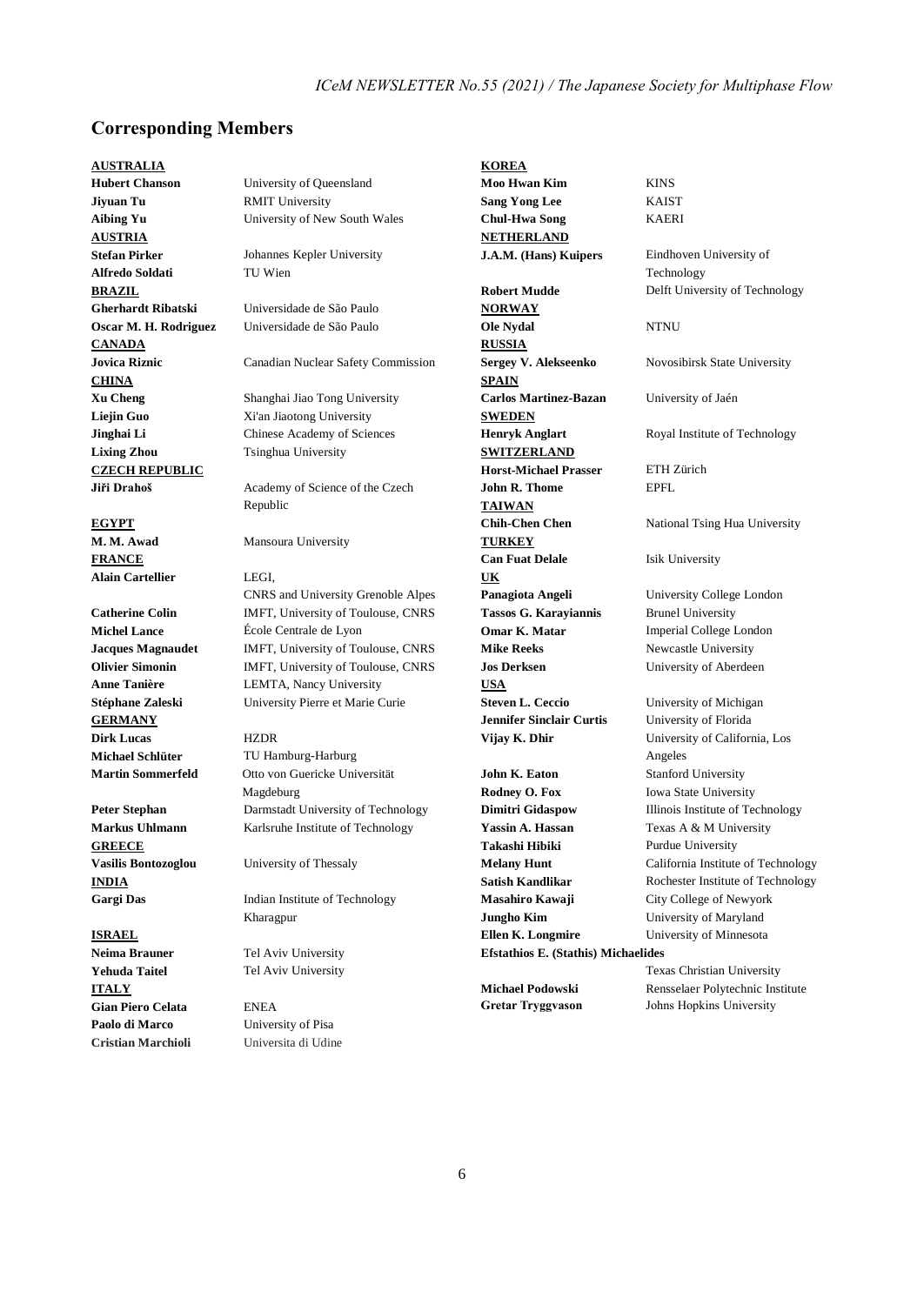## Corresponding Members

**AUSTRALIA**

| | |
|---|---|
| **Hubert Chanson** | University of Queensland |
| **Jiyuan Tu** | RMIT University |
| **Aibing Yu** | University of New South Wales |

**AUSTRIA**

| | |
|---|---|
| **Stefan Pirker** | Johannes Kepler University |
| **Alfredo Soldati** | TU Wien |

**BRAZIL**

| | |
|---|---|
| **Gherhardt Ribatski** | Universidade de São Paulo |
| **Oscar M. H. Rodriguez** | Universidade de São Paulo |

**CANADA**

| | |
|---|---|
| **Jovica Riznic** | Canadian Nuclear Safety Commission |

**CHINA**

| | |
|---|---|
| **Xu Cheng** | Shanghai Jiao Tong University |
| **Liejin Guo** | Xi'an Jiaotong University |
| **Jinghai Li** | Chinese Academy of Sciences |
| **Lixing Zhou** | Tsinghua University |

**CZECH REPUBLIC**

| | |
|---|---|
| **Jiři Drahoš** | Academy of Science of the Czech Republic |

**EGYPT**

| | |
|---|---|
| **M. M. Awad** | Mansoura University |

**FRANCE**

| | |
|---|---|
| **Alain Cartellier** | LEGI, CNRS and University Grenoble Alpes |
| **Catherine Colin** | IMFT, University of Toulouse, CNRS |
| **Michel Lance** | École Centrale de Lyon |
| **Jacques Magnaudet** | IMFT, University of Toulouse, CNRS |
| **Olivier Simonin** | IMFT, University of Toulouse, CNRS |
| **Anne Tanière** | LEMTA, Nancy University |
| **Stéphane Zaleski** | University Pierre et Marie Curie |

**GERMANY**

| | |
|---|---|
| **Dirk Lucas** | HZDR |
| **Michael Schlüter** | TU Hamburg-Harburg |
| **Martin Sommerfeld** | Otto von Guericke Universität Magdeburg |
| **Peter Stephan** | Darmstadt University of Technology |
| **Markus Uhlmann** | Karlsruhe Institute of Technology |

**GREECE**

| | |
|---|---|
| **Vasilis Bontozoglou** | University of Thessaly |

**INDIA**

| | |
|---|---|
| **Gargi Das** | Indian Institute of Technology Kharagpur |

**ISRAEL**

| | |
|---|---|
| **Neima Brauner** | Tel Aviv University |
| **Yehuda Taitel** | Tel Aviv University |

**ITALY**

| | |
|---|---|
| **Gian Piero Celata** | ENEA |
| **Paolo di Marco** | University of Pisa |
| **Cristian Marchioli** | Universita di Udine |

**KOREA**

| | |
|---|---|
| **Moo Hwan Kim** | KINS |
| **Sang Yong Lee** | KAIST |
| **Chul-Hwa Song** | KAERI |

**NETHERLAND**

| | |
|---|---|
| **J.A.M. (Hans) Kuipers** | Eindhoven University of Technology |
| **Robert Mudde** | Delft University of Technology |

**NORWAY**

| | |
|---|---|
| **Ole Nydal** | NTNU |

**RUSSIA**

| | |
|---|---|
| **Sergey V. Alekseenko** | Novosibirsk State University |

**SPAIN**

| | |
|---|---|
| **Carlos Martinez-Bazan** | University of Jaén |

**SWEDEN**

| | |
|---|---|
| **Henryk Anglart** | Royal Institute of Technology |

**SWITZERLAND**

| | |
|---|---|
| **Horst-Michael Prasser** | ETH Zürich |
| **John R. Thome** | EPFL |

**TAIWAN**

| | |
|---|---|
| **Chih-Chen Chen** | National Tsing Hua University |

**TURKEY**

| | |
|---|---|
| **Can Fuat Delale** | Isik University |

**UK**

| | |
|---|---|
| **Panagiota Angeli** | University College London |
| **Tassos G. Karayiannis** | Brunel University |
| **Omar K. Matar** | Imperial College London |
| **Mike Reeks** | Newcastle University |
| **Jos Derksen** | University of Aberdeen |

**USA**

| | |
|---|---|
| **Steven L. Ceccio** | University of Michigan |
| **Jennifer Sinclair Curtis** | University of Florida |
| **Vijay K. Dhir** | University of California, Los Angeles |
| **John K. Eaton** | Stanford University |
| **Rodney O. Fox** | Iowa State University |
| **Dimitri Gidaspow** | Illinois Institute of Technology |
| **Yassin A. Hassan** | Texas A & M University |
| **Takashi Hibiki** | Purdue University |
| **Melany Hunt** | California Institute of Technology |
| **Satish Kandlikar** | Rochester Institute of Technology |
| **Masahiro Kawaji** | City College of Newyork |
| **Jungho Kim** | University of Maryland |
| **Ellen K. Longmire** | University of Minnesota |
| **Efstathios E. (Stathis) Michaelides** | Texas Christian University |
| **Michael Podowski** | Rensselaer Polytechnic Institute |
| **Gretar Tryggvason** | Johns Hopkins University |